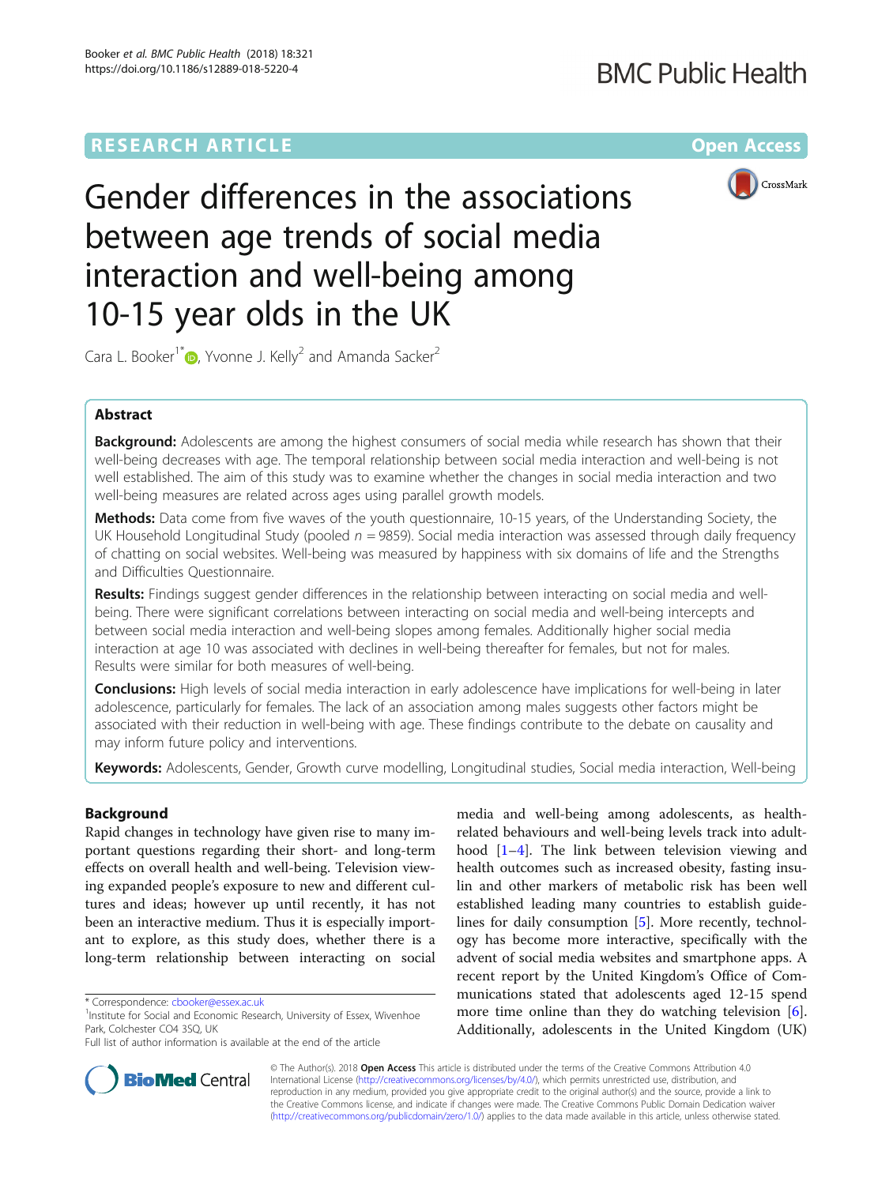RESEARCH ARTICLE

Open Access

# Gender differences in the associations between age trends of social media interaction and well-being among 10-15 year olds in the UK

Cara L. Booker[1*], Yvonne J. Kelly[2] and Amanda Sacker[2]

## Abstract

**Background:** Adolescents are among the highest consumers of social media while research has shown that their well-being decreases with age. The temporal relationship between social media interaction and well-being is not well established. The aim of this study was to examine whether the changes in social media interaction and two well-being measures are related across ages using parallel growth models.

**Methods:** Data come from five waves of the youth questionnaire, 10-15 years, of the Understanding Society, the UK Household Longitudinal Study (pooled $n = 9859$). Social media interaction was assessed through daily frequency of chatting on social websites. Well-being was measured by happiness with six domains of life and the Strengths and Difficulties Questionnaire.

**Results:** Findings suggest gender differences in the relationship between interacting on social media and well-being. There were significant correlations between interacting on social media and well-being intercepts and between social media interaction and well-being slopes among females. Additionally higher social media interaction at age 10 was associated with declines in well-being thereafter for females, but not for males. Results were similar for both measures of well-being.

**Conclusions:** High levels of social media interaction in early adolescence have implications for well-being in later adolescence, particularly for females. The lack of an association among males suggests other factors might be associated with their reduction in well-being with age. These findings contribute to the debate on causality and may inform future policy and interventions.

**Keywords:** Adolescents, Gender, Growth curve modelling, Longitudinal studies, Social media interaction, Well-being

## Background

Rapid changes in technology have given rise to many important questions regarding their short- and long-term effects on overall health and well-being. Television viewing expanded people's exposure to new and different cultures and ideas; however up until recently, it has not been an interactive medium. Thus it is especially important to explore, as this study does, whether there is a long-term relationship between interacting on social media and well-being among adolescents, as health-related behaviours and well-being levels track into adulthood [1–4]. The link between television viewing and health outcomes such as increased obesity, fasting insulin and other markers of metabolic risk has been well established leading many countries to establish guidelines for daily consumption [5]. More recently, technology has become more interactive, specifically with the advent of social media websites and smartphone apps. A recent report by the United Kingdom's Office of Communications stated that adolescents aged 12-15 spend more time online than they do watching television [6]. Additionally, adolescents in the United Kingdom (UK)

\* Correspondence: cbooker@essex.ac.uk
[1]Institute for Social and Economic Research, University of Essex, Wivenhoe Park, Colchester CO4 3SQ, UK
Full list of author information is available at the end of the article

© The Author(s). 2018 **Open Access** This article is distributed under the terms of the Creative Commons Attribution 4.0 International License (http://creativecommons.org/licenses/by/4.0/), which permits unrestricted use, distribution, and reproduction in any medium, provided you give appropriate credit to the original author(s) and the source, provide a link to the Creative Commons license, and indicate if changes were made. The Creative Commons Public Domain Dedication waiver (http://creativecommons.org/publicdomain/zero/1.0/) applies to the data made available in this article, unless otherwise stated.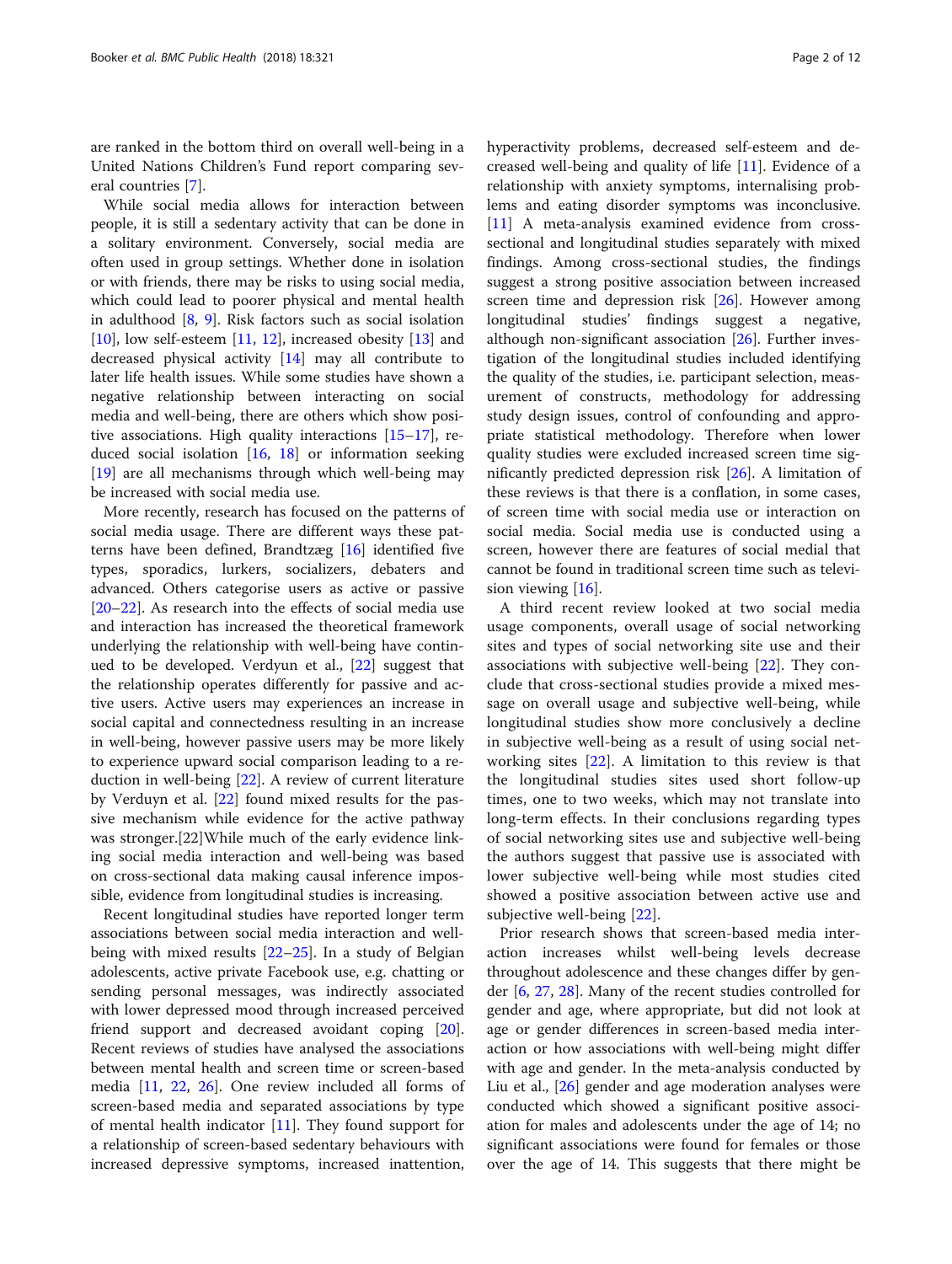are ranked in the bottom third on overall well-being in a United Nations Children's Fund report comparing several countries [7].

While social media allows for interaction between people, it is still a sedentary activity that can be done in a solitary environment. Conversely, social media are often used in group settings. Whether done in isolation or with friends, there may be risks to using social media, which could lead to poorer physical and mental health in adulthood [8, 9]. Risk factors such as social isolation [10], low self-esteem [11, 12], increased obesity [13] and decreased physical activity [14] may all contribute to later life health issues. While some studies have shown a negative relationship between interacting on social media and well-being, there are others which show positive associations. High quality interactions [15–17], reduced social isolation [16, 18] or information seeking [19] are all mechanisms through which well-being may be increased with social media use.

More recently, research has focused on the patterns of social media usage. There are different ways these patterns have been defined, Brandtzæg [16] identified five types, sporadics, lurkers, socializers, debaters and advanced. Others categorise users as active or passive [20–22]. As research into the effects of social media use and interaction has increased the theoretical framework underlying the relationship with well-being have continued to be developed. Verdyun et al., [22] suggest that the relationship operates differently for passive and active users. Active users may experiences an increase in social capital and connectedness resulting in an increase in well-being, however passive users may be more likely to experience upward social comparison leading to a reduction in well-being [22]. A review of current literature by Verduyn et al. [22] found mixed results for the passive mechanism while evidence for the active pathway was stronger.[22]While much of the early evidence linking social media interaction and well-being was based on cross-sectional data making causal inference impossible, evidence from longitudinal studies is increasing.

Recent longitudinal studies have reported longer term associations between social media interaction and well-being with mixed results [22–25]. In a study of Belgian adolescents, active private Facebook use, e.g. chatting or sending personal messages, was indirectly associated with lower depressed mood through increased perceived friend support and decreased avoidant coping [20]. Recent reviews of studies have analysed the associations between mental health and screen time or screen-based media [11, 22, 26]. One review included all forms of screen-based media and separated associations by type of mental health indicator [11]. They found support for a relationship of screen-based sedentary behaviours with increased depressive symptoms, increased inattention, hyperactivity problems, decreased self-esteem and decreased well-being and quality of life [11]. Evidence of a relationship with anxiety symptoms, internalising problems and eating disorder symptoms was inconclusive. [11] A meta-analysis examined evidence from cross-sectional and longitudinal studies separately with mixed findings. Among cross-sectional studies, the findings suggest a strong positive association between increased screen time and depression risk [26]. However among longitudinal studies' findings suggest a negative, although non-significant association [26]. Further investigation of the longitudinal studies included identifying the quality of the studies, i.e. participant selection, measurement of constructs, methodology for addressing study design issues, control of confounding and appropriate statistical methodology. Therefore when lower quality studies were excluded increased screen time significantly predicted depression risk [26]. A limitation of these reviews is that there is a conflation, in some cases, of screen time with social media use or interaction on social media. Social media use is conducted using a screen, however there are features of social medial that cannot be found in traditional screen time such as television viewing [16].

A third recent review looked at two social media usage components, overall usage of social networking sites and types of social networking site use and their associations with subjective well-being [22]. They conclude that cross-sectional studies provide a mixed message on overall usage and subjective well-being, while longitudinal studies show more conclusively a decline in subjective well-being as a result of using social networking sites [22]. A limitation to this review is that the longitudinal studies sites used short follow-up times, one to two weeks, which may not translate into long-term effects. In their conclusions regarding types of social networking sites use and subjective well-being the authors suggest that passive use is associated with lower subjective well-being while most studies cited showed a positive association between active use and subjective well-being [22].

Prior research shows that screen-based media interaction increases whilst well-being levels decrease throughout adolescence and these changes differ by gender [6, 27, 28]. Many of the recent studies controlled for gender and age, where appropriate, but did not look at age or gender differences in screen-based media interaction or how associations with well-being might differ with age and gender. In the meta-analysis conducted by Liu et al., [26] gender and age moderation analyses were conducted which showed a significant positive association for males and adolescents under the age of 14; no significant associations were found for females or those over the age of 14. This suggests that there might be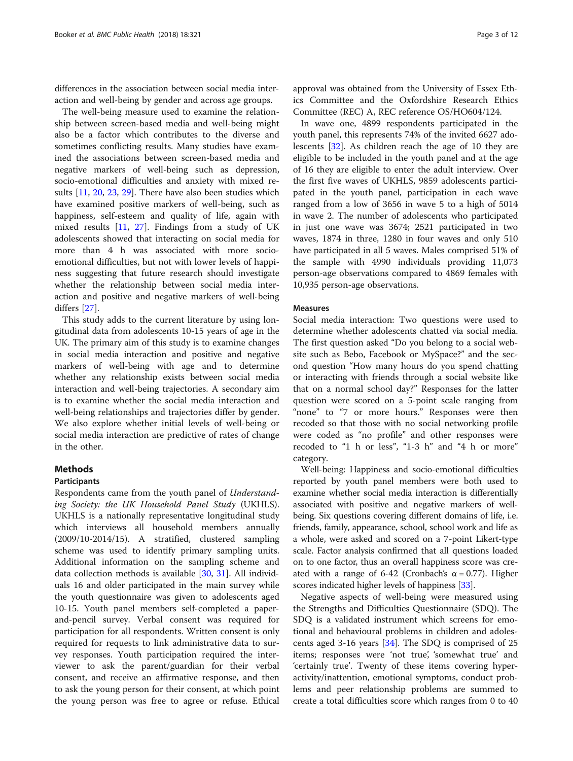differences in the association between social media interaction and well-being by gender and across age groups.

The well-being measure used to examine the relationship between screen-based media and well-being might also be a factor which contributes to the diverse and sometimes conflicting results. Many studies have examined the associations between screen-based media and negative markers of well-being such as depression, socio-emotional difficulties and anxiety with mixed results [11, 20, 23, 29]. There have also been studies which have examined positive markers of well-being, such as happiness, self-esteem and quality of life, again with mixed results [11, 27]. Findings from a study of UK adolescents showed that interacting on social media for more than 4 h was associated with more socio-emotional difficulties, but not with lower levels of happiness suggesting that future research should investigate whether the relationship between social media interaction and positive and negative markers of well-being differs [27].

This study adds to the current literature by using longitudinal data from adolescents 10-15 years of age in the UK. The primary aim of this study is to examine changes in social media interaction and positive and negative markers of well-being with age and to determine whether any relationship exists between social media interaction and well-being trajectories. A secondary aim is to examine whether the social media interaction and well-being relationships and trajectories differ by gender. We also explore whether initial levels of well-being or social media interaction are predictive of rates of change in the other.

## Methods

### Participants

Respondents came from the youth panel of *Understanding Society: the UK Household Panel Study* (UKHLS). UKHLS is a nationally representative longitudinal study which interviews all household members annually (2009/10-2014/15). A stratified, clustered sampling scheme was used to identify primary sampling units. Additional information on the sampling scheme and data collection methods is available [30, 31]. All individuals 16 and older participated in the main survey while the youth questionnaire was given to adolescents aged 10-15. Youth panel members self-completed a paper-and-pencil survey. Verbal consent was required for participation for all respondents. Written consent is only required for requests to link administrative data to survey responses. Youth participation required the interviewer to ask the parent/guardian for their verbal consent, and receive an affirmative response, and then to ask the young person for their consent, at which point the young person was free to agree or refuse. Ethical approval was obtained from the University of Essex Ethics Committee and the Oxfordshire Research Ethics Committee (REC) A, REC reference OS/HO604/124.

In wave one, 4899 respondents participated in the youth panel, this represents 74% of the invited 6627 adolescents [32]. As children reach the age of 10 they are eligible to be included in the youth panel and at the age of 16 they are eligible to enter the adult interview. Over the first five waves of UKHLS, 9859 adolescents participated in the youth panel, participation in each wave ranged from a low of 3656 in wave 5 to a high of 5014 in wave 2. The number of adolescents who participated in just one wave was 3674; 2521 participated in two waves, 1874 in three, 1280 in four waves and only 510 have participated in all 5 waves. Males comprised 51% of the sample with 4990 individuals providing 11,073 person-age observations compared to 4869 females with 10,935 person-age observations.

### Measures

Social media interaction: Two questions were used to determine whether adolescents chatted via social media. The first question asked "Do you belong to a social website such as Bebo, Facebook or MySpace?" and the second question "How many hours do you spend chatting or interacting with friends through a social website like that on a normal school day?" Responses for the latter question were scored on a 5-point scale ranging from "none" to "7 or more hours." Responses were then recoded so that those with no social networking profile were coded as "no profile" and other responses were recoded to "1 h or less", "1-3 h" and "4 h or more" category.

Well-being: Happiness and socio-emotional difficulties reported by youth panel members were both used to examine whether social media interaction is differentially associated with positive and negative markers of well-being. Six questions covering different domains of life, i.e. friends, family, appearance, school, school work and life as a whole, were asked and scored on a 7-point Likert-type scale. Factor analysis confirmed that all questions loaded on to one factor, thus an overall happiness score was created with a range of 6-42 (Cronbach's $\alpha = 0.77$). Higher scores indicated higher levels of happiness [33].

Negative aspects of well-being were measured using the Strengths and Difficulties Questionnaire (SDQ). The SDQ is a validated instrument which screens for emotional and behavioural problems in children and adolescents aged 3-16 years [34]. The SDQ is comprised of 25 items; responses were 'not true', 'somewhat true' and 'certainly true'. Twenty of these items covering hyperactivity/inattention, emotional symptoms, conduct problems and peer relationship problems are summed to create a total difficulties score which ranges from 0 to 40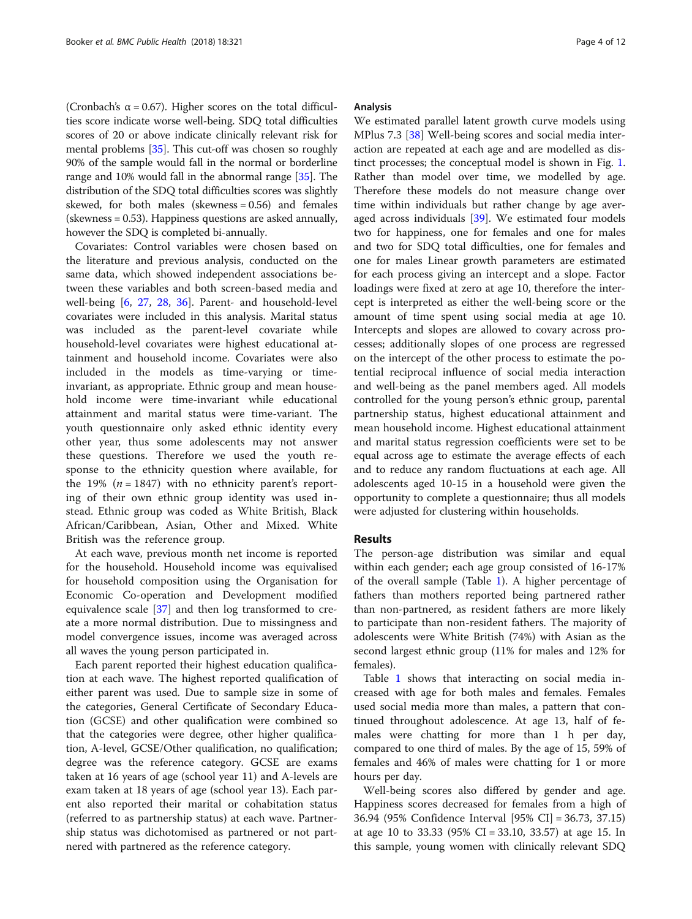(Cronbach's α = 0.67). Higher scores on the total difficulties score indicate worse well-being. SDQ total difficulties scores of 20 or above indicate clinically relevant risk for mental problems [35]. This cut-off was chosen so roughly 90% of the sample would fall in the normal or borderline range and 10% would fall in the abnormal range [35]. The distribution of the SDQ total difficulties scores was slightly skewed, for both males (skewness = 0.56) and females (skewness = 0.53). Happiness questions are asked annually, however the SDQ is completed bi-annually.

Covariates: Control variables were chosen based on the literature and previous analysis, conducted on the same data, which showed independent associations between these variables and both screen-based media and well-being [6, 27, 28, 36]. Parent- and household-level covariates were included in this analysis. Marital status was included as the parent-level covariate while household-level covariates were highest educational attainment and household income. Covariates were also included in the models as time-varying or time-invariant, as appropriate. Ethnic group and mean household income were time-invariant while educational attainment and marital status were time-variant. The youth questionnaire only asked ethnic identity every other year, thus some adolescents may not answer these questions. Therefore we used the youth response to the ethnicity question where available, for the 19% (*n* = 1847) with no ethnicity parent's reporting of their own ethnic group identity was used instead. Ethnic group was coded as White British, Black African/Caribbean, Asian, Other and Mixed. White British was the reference group.

At each wave, previous month net income is reported for the household. Household income was equivalised for household composition using the Organisation for Economic Co-operation and Development modified equivalence scale [37] and then log transformed to create a more normal distribution. Due to missingness and model convergence issues, income was averaged across all waves the young person participated in.

Each parent reported their highest education qualification at each wave. The highest reported qualification of either parent was used. Due to sample size in some of the categories, General Certificate of Secondary Education (GCSE) and other qualification were combined so that the categories were degree, other higher qualification, A-level, GCSE/Other qualification, no qualification; degree was the reference category. GCSE are exams taken at 16 years of age (school year 11) and A-levels are exam taken at 18 years of age (school year 13). Each parent also reported their marital or cohabitation status (referred to as partnership status) at each wave. Partnership status was dichotomised as partnered or not partnered with partnered as the reference category.

### Analysis

We estimated parallel latent growth curve models using MPlus 7.3 [38] Well-being scores and social media interaction are repeated at each age and are modelled as distinct processes; the conceptual model is shown in Fig. 1. Rather than model over time, we modelled by age. Therefore these models do not measure change over time within individuals but rather change by age averaged across individuals [39]. We estimated four models two for happiness, one for females and one for males and two for SDQ total difficulties, one for females and one for males Linear growth parameters are estimated for each process giving an intercept and a slope. Factor loadings were fixed at zero at age 10, therefore the intercept is interpreted as either the well-being score or the amount of time spent using social media at age 10. Intercepts and slopes are allowed to covary across processes; additionally slopes of one process are regressed on the intercept of the other process to estimate the potential reciprocal influence of social media interaction and well-being as the panel members aged. All models controlled for the young person's ethnic group, parental partnership status, highest educational attainment and mean household income. Highest educational attainment and marital status regression coefficients were set to be equal across age to estimate the average effects of each and to reduce any random fluctuations at each age. All adolescents aged 10-15 in a household were given the opportunity to complete a questionnaire; thus all models were adjusted for clustering within households.

## Results

The person-age distribution was similar and equal within each gender; each age group consisted of 16-17% of the overall sample (Table 1). A higher percentage of fathers than mothers reported being partnered rather than non-partnered, as resident fathers are more likely to participate than non-resident fathers. The majority of adolescents were White British (74%) with Asian as the second largest ethnic group (11% for males and 12% for females).

Table 1 shows that interacting on social media increased with age for both males and females. Females used social media more than males, a pattern that continued throughout adolescence. At age 13, half of females were chatting for more than 1 h per day, compared to one third of males. By the age of 15, 59% of females and 46% of males were chatting for 1 or more hours per day.

Well-being scores also differed by gender and age. Happiness scores decreased for females from a high of 36.94 (95% Confidence Interval [95% CI] = 36.73, 37.15) at age 10 to 33.33 (95% CI = 33.10, 33.57) at age 15. In this sample, young women with clinically relevant SDQ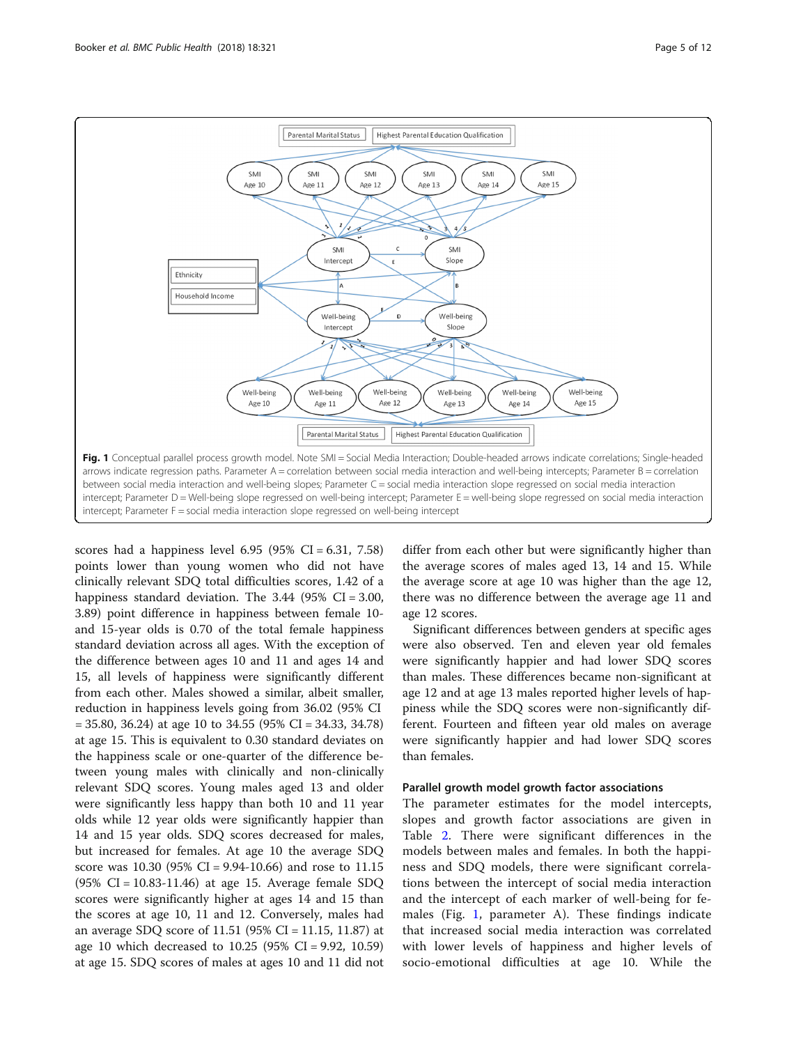Parental Marital Status
Highest Parental Education Qualification
SMI Age 10
SMI Age 11
SMI Age 12
SMI Age 13
SMI Age 14
SMI Age 15
1 1 1 1 1 1
0 1 2 3 4 5
SMI Intercept
C
SMI Slope
E
Ethnicity
Household Income
A
B
F
Well-being Intercept
D
Well-being Slope
1 1 1 1 1 1
0 1 2 3 4 5
Well-being Age 10
Well-being Age 11
Well-being Age 12
Well-being Age 13
Well-being Age 14
Well-being Age 15
Parental Marital Status
Highest Parental Education Qualification

**Fig. 1** Conceptual parallel process growth model. Note SMI = Social Media Interaction; Double-headed arrows indicate correlations; Single-headed arrows indicate regression paths. Parameter A = correlation between social media interaction and well-being intercepts; Parameter B = correlation between social media interaction and well-being slopes; Parameter C = social media interaction slope regressed on social media interaction intercept; Parameter D = Well-being slope regressed on well-being intercept; Parameter E = well-being slope regressed on social media interaction intercept; Parameter F = social media interaction slope regressed on well-being intercept

scores had a happiness level 6.95 (95% CI = 6.31, 7.58) points lower than young women who did not have clinically relevant SDQ total difficulties scores, 1.42 of a happiness standard deviation. The 3.44 (95% CI = 3.00, 3.89) point difference in happiness between female 10- and 15-year olds is 0.70 of the total female happiness standard deviation across all ages. With the exception of the difference between ages 10 and 11 and ages 14 and 15, all levels of happiness were significantly different from each other. Males showed a similar, albeit smaller, reduction in happiness levels going from 36.02 (95% CI = 35.80, 36.24) at age 10 to 34.55 (95% CI = 34.33, 34.78) at age 15. This is equivalent to 0.30 standard deviates on the happiness scale or one-quarter of the difference between young males with clinically and non-clinically relevant SDQ scores. Young males aged 13 and older were significantly less happy than both 10 and 11 year olds while 12 year olds were significantly happier than 14 and 15 year olds. SDQ scores decreased for males, but increased for females. At age 10 the average SDQ score was 10.30 (95% CI = 9.94-10.66) and rose to 11.15 (95% CI = 10.83-11.46) at age 15. Average female SDQ scores were significantly higher at ages 14 and 15 than the scores at age 10, 11 and 12. Conversely, males had an average SDQ score of 11.51 (95% CI = 11.15, 11.87) at age 10 which decreased to 10.25 (95% CI = 9.92, 10.59) at age 15. SDQ scores of males at ages 10 and 11 did not differ from each other but were significantly higher than the average scores of males aged 13, 14 and 15. While the average score at age 10 was higher than the age 12, there was no difference between the average age 11 and age 12 scores.

Significant differences between genders at specific ages were also observed. Ten and eleven year old females were significantly happier and had lower SDQ scores than males. These differences became non-significant at age 12 and at age 13 males reported higher levels of happiness while the SDQ scores were non-significantly different. Fourteen and fifteen year old males on average were significantly happier and had lower SDQ scores than females.

### Parallel growth model growth factor associations

The parameter estimates for the model intercepts, slopes and growth factor associations are given in Table 2. There were significant differences in the models between males and females. In both the happiness and SDQ models, there were significant correlations between the intercept of social media interaction and the intercept of each marker of well-being for females (Fig. 1, parameter A). These findings indicate that increased social media interaction was correlated with lower levels of happiness and higher levels of socio-emotional difficulties at age 10. While the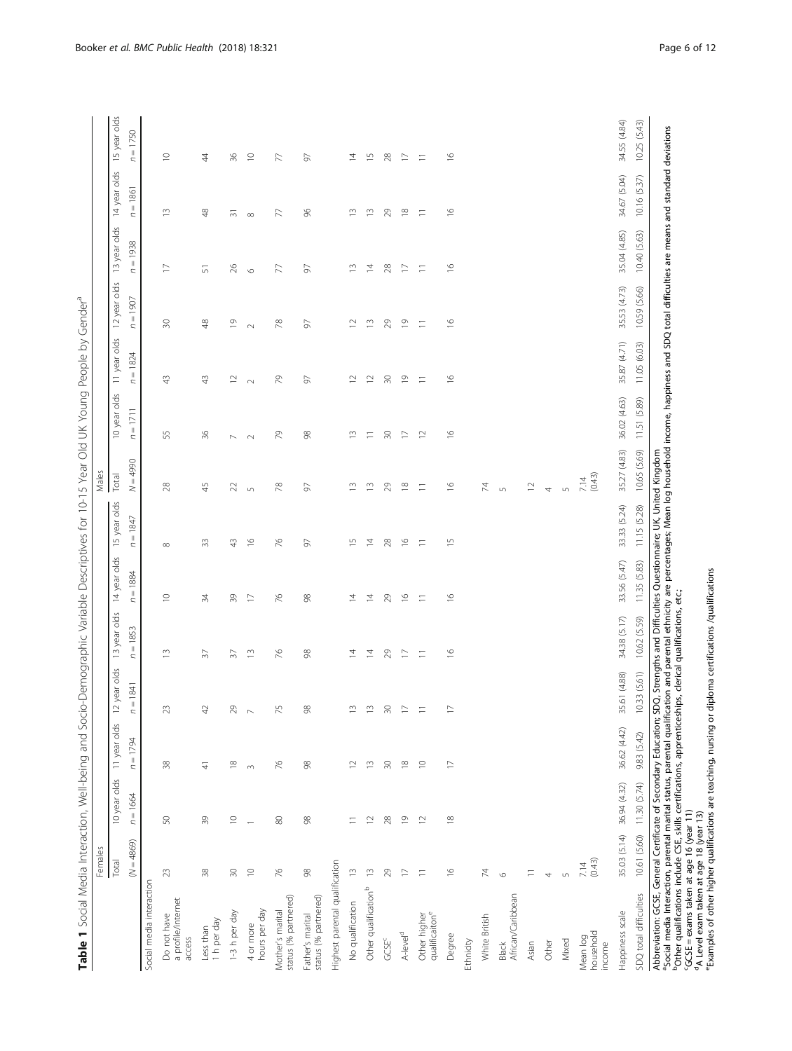**Table 1** Social Media Interaction, Well-being and Socio-Demographic Variable Descriptives for 10-15 Year Old UK Young People by Gender[a]

| | Females | | | | | | | Males | | | | | | |
|---|---|---|---|---|---|---|---|---|---|---|---|---|---|---|
| | Total | 10 year olds | 11 year olds | 12 year olds | 13 year olds | 14 year olds | 15 year olds | Total | 10 year olds | 11 year olds | 12 year olds | 13 year olds | 14 year olds | 15 year olds |
| | (N = 4869) | n = 1664 | n = 1794 | n = 1841 | n = 1853 | n = 1884 | n = 1847 | N = 4990 | n = 1711 | n = 1824 | n = 1907 | n = 1938 | n = 1861 | n = 1750 |
| Social media interaction | | | | | | | | | | | | | | |
| Do not have a profile/internet access | 23 | 50 | 38 | 23 | 13 | 10 | 8 | 28 | 55 | 43 | 30 | 17 | 13 | 10 |
| Less than 1 h per day | 38 | 39 | 41 | 42 | 37 | 34 | 33 | 45 | 36 | 43 | 48 | 51 | 48 | 44 |
| 1-3 h per day | 30 | 10 | 18 | 29 | 37 | 39 | 43 | 22 | 7 | 12 | 19 | 26 | 31 | 36 |
| 4 or more hours per day | 10 | 1 | 3 | 7 | 13 | 17 | 16 | 5 | 2 | 2 | 2 | 6 | 8 | 10 |
| Mother's marital status (% partnered) | 76 | 80 | 76 | 75 | 76 | 76 | 76 | 78 | 79 | 79 | 78 | 77 | 77 | 77 |
| Father's marital status (% partnered) | 98 | 98 | 98 | 98 | 98 | 98 | 97 | 97 | 98 | 97 | 97 | 97 | 96 | 97 |
| Highest parental qualification | | | | | | | | | | | | | | |
| No qualification | 13 | 11 | 12 | 13 | 14 | 14 | 15 | 13 | 13 | 12 | 12 | 13 | 13 | 14 |
| Other qualification[b] | 13 | 12 | 13 | 13 | 14 | 14 | 14 | 13 | 11 | 12 | 13 | 14 | 13 | 15 |
| GCSE[c] | 29 | 28 | 30 | 30 | 29 | 29 | 28 | 29 | 30 | 30 | 29 | 28 | 29 | 28 |
| A-level[d] | 17 | 19 | 18 | 17 | 17 | 16 | 16 | 18 | 17 | 19 | 19 | 17 | 18 | 17 |
| Other higher qualificaiton[e] | 11 | 12 | 10 | 11 | 11 | 11 | 11 | 11 | 12 | 11 | 11 | 11 | 11 | 11 |
| Degree | 16 | 18 | 17 | 17 | 16 | 16 | 15 | 16 | 16 | 16 | 16 | 16 | 16 | 16 |
| Ethnicity | | | | | | | | | | | | | | |
| White British | 74 | | | | | | | 74 | | | | | | |
| Black African/Caribbean | 6 | | | | | | | 5 | | | | | | |
| Asian | 11 | | | | | | | 12 | | | | | | |
| Other | 4 | | | | | | | 4 | | | | | | |
| Mixed | 5 | | | | | | | 5 | | | | | | |
| Mean log household income | 7.14 (0.43) | | | | | | | 7.14 (0.43) | | | | | | |
| Happiness scale | 35.03 (5.14) | 36.94 (4.32) | 36.62 (4.42) | 35.61 (4.88) | 34.38 (5.17) | 33.56 (5.47) | 33.33 (5.24) | 35.27 (4.83) | 36.02 (4.63) | 35.87 (4.71) | 35.53 (4.73) | 35.04 (4.85) | 34.67 (5.04) | 34.55 (4.84) |
| SDQ total difficulties | 10.61 (5.60) | 11.30 (5.74) | 9.83 (5.42) | 10.33 (5.61) | 10.62 (5.59) | 11.35 (5.83) | 11.15 (5.28) | 10.65 (5.69) | 11.51 (5.89) | 11.05 (6.03) | 10.59 (5.66) | 10.40 (5.63) | 10.16 (5.37) | 10.25 (5.43) |

Abbreviation: GCSE, General Certificate of Secondary Education; SDQ, Strengths and Difficulties Questionnaire; UK, United Kingdom
[a]Social media interaction, parental marital status, parental qualification and parental ethnicity are percentages; Mean log household income, happiness and SDQ total difficulties are means and standard deviations
[b]Other qualifications include CSE, skills certifications, apprenticeships, clerical qualifications, etc.;
[c]GCSE = exams taken at age 16 (year 11)
[d]A Level exam taken at age 18 (year 13)
[e]Examples of other higher qualifications are teaching, nursing or diploma certifications /qualifications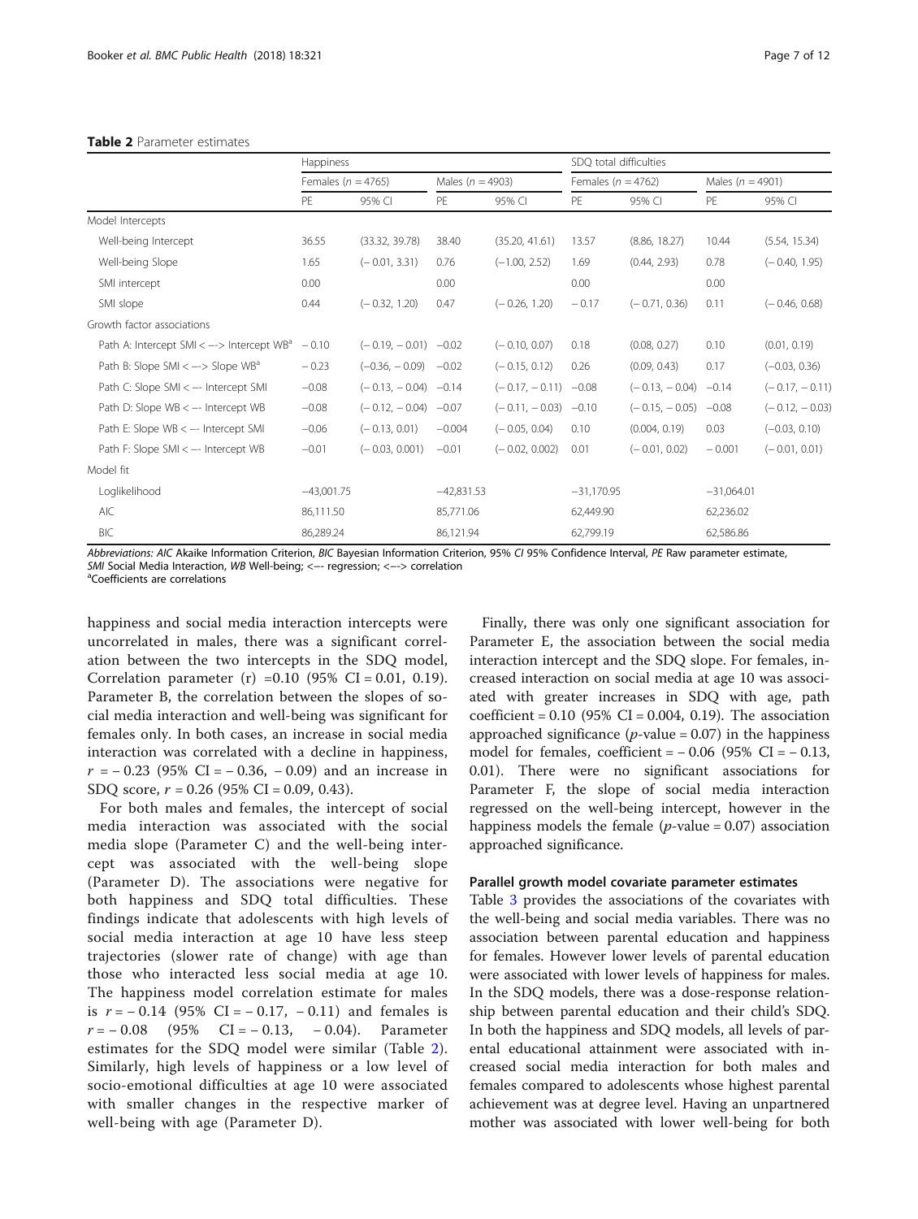**Table 2** Parameter estimates

| | Happiness | | | | SDQ total difficulties | | | |
|---|---|---|---|---|---|---|---|---|
| | Females ($n$ = 4765) | | Males ($n$ = 4903) | | Females ($n$ = 4762) | | Males ($n$ = 4901) | |
| | PE | 95% CI | PE | 95% CI | PE | 95% CI | PE | 95% CI |
| Model Intercepts | | | | | | | | |
| Well-being Intercept | 36.55 | (33.32, 39.78) | 38.40 | (35.20, 41.61) | 13.57 | (8.86, 18.27) | 10.44 | (5.54, 15.34) |
| Well-being Slope | 1.65 | (− 0.01, 3.31) | 0.76 | (−1.00, 2.52) | 1.69 | (0.44, 2.93) | 0.78 | (− 0.40, 1.95) |
| SMI intercept | 0.00 | | 0.00 | | 0.00 | | 0.00 | |
| SMI slope | 0.44 | (− 0.32, 1.20) | 0.47 | (− 0.26, 1.20) | − 0.17 | (− 0.71, 0.36) | 0.11 | (− 0.46, 0.68) |
| Growth factor associations | | | | | | | | |
| Path A: Intercept SMI <–-> Intercept WB[a] | − 0.10 | (− 0.19, − 0.01) | −0.02 | (− 0.10, 0.07) | 0.18 | (0.08, 0.27) | 0.10 | (0.01, 0.19) |
| Path B: Slope SMI <–-> Slope WB[a] | − 0.23 | (−0.36, − 0.09) | −0.02 | (− 0.15, 0.12) | 0.26 | (0.09, 0.43) | 0.17 | (−0.03, 0.36) |
| Path C: Slope SMI <–- Intercept SMI | −0.08 | (− 0.13, − 0.04) | −0.14 | (− 0.17, − 0.11) | −0.08 | (− 0.13, − 0.04) | −0.14 | (− 0.17, − 0.11) |
| Path D: Slope WB <–- Intercept WB | −0.08 | (− 0.12, − 0.04) | −0.07 | (− 0.11, − 0.03) | −0.10 | (− 0.15, − 0.05) | −0.08 | (− 0.12, − 0.03) |
| Path E: Slope WB <–- Intercept SMI | −0.06 | (− 0.13, 0.01) | −0.004 | (− 0.05, 0.04) | 0.10 | (0.004, 0.19) | 0.03 | (−0.03, 0.10) |
| Path F: Slope SMI <–- Intercept WB | −0.01 | (− 0.03, 0.001) | −0.01 | (− 0.02, 0.002) | 0.01 | (− 0.01, 0.02) | − 0.001 | (− 0.01, 0.01) |
| Model fit | | | | | | | | |
| Loglikelihood | −43,001.75 | | −42,831.53 | | −31,170.95 | | −31,064.01 | |
| AIC | 86,111.50 | | 85,771.06 | | 62,449.90 | | 62,236.02 | |
| BIC | 86,289.24 | | 86,121.94 | | 62,799.19 | | 62,586.86 | |

*Abbreviations: AIC* Akaike Information Criterion, *BIC* Bayesian Information Criterion, 95% *CI* 95% Confidence Interval, *PE* Raw parameter estimate, *SMI* Social Media Interaction, *WB* Well-being; <–- regression; <–-> correlation

[a]Coefficients are correlations

happiness and social media interaction intercepts were uncorrelated in males, there was a significant correlation between the two intercepts in the SDQ model, Correlation parameter (r) =0.10 (95% CI = 0.01, 0.19). Parameter B, the correlation between the slopes of social media interaction and well-being was significant for females only. In both cases, an increase in social media interaction was correlated with a decline in happiness, $r$ = − 0.23 (95% CI = − 0.36, − 0.09) and an increase in SDQ score, $r$ = 0.26 (95% CI = 0.09, 0.43).

For both males and females, the intercept of social media interaction was associated with the social media slope (Parameter C) and the well-being intercept was associated with the well-being slope (Parameter D). The associations were negative for both happiness and SDQ total difficulties. These findings indicate that adolescents with high levels of social media interaction at age 10 have less steep trajectories (slower rate of change) with age than those who interacted less social media at age 10. The happiness model correlation estimate for males is $r$ = − 0.14 (95% CI = − 0.17, − 0.11) and females is $r$ = − 0.08 (95% CI = − 0.13, − 0.04). Parameter estimates for the SDQ model were similar (Table 2). Similarly, high levels of happiness or a low level of socio-emotional difficulties at age 10 were associated with smaller changes in the respective marker of well-being with age (Parameter D).

Finally, there was only one significant association for Parameter E, the association between the social media interaction intercept and the SDQ slope. For females, increased interaction on social media at age 10 was associated with greater increases in SDQ with age, path coefficient = 0.10 (95% CI = 0.004, 0.19). The association approached significance ($p$-value = 0.07) in the happiness model for females, coefficient = − 0.06 (95% CI = − 0.13, 0.01). There were no significant associations for Parameter F, the slope of social media interaction regressed on the well-being intercept, however in the happiness models the female ($p$-value = 0.07) association approached significance.

### Parallel growth model covariate parameter estimates

Table 3 provides the associations of the covariates with the well-being and social media variables. There was no association between parental education and happiness for females. However lower levels of parental education were associated with lower levels of happiness for males. In the SDQ models, there was a dose-response relationship between parental education and their child's SDQ. In both the happiness and SDQ models, all levels of parental educational attainment were associated with increased social media interaction for both males and females compared to adolescents whose highest parental achievement was at degree level. Having an unpartnered mother was associated with lower well-being for both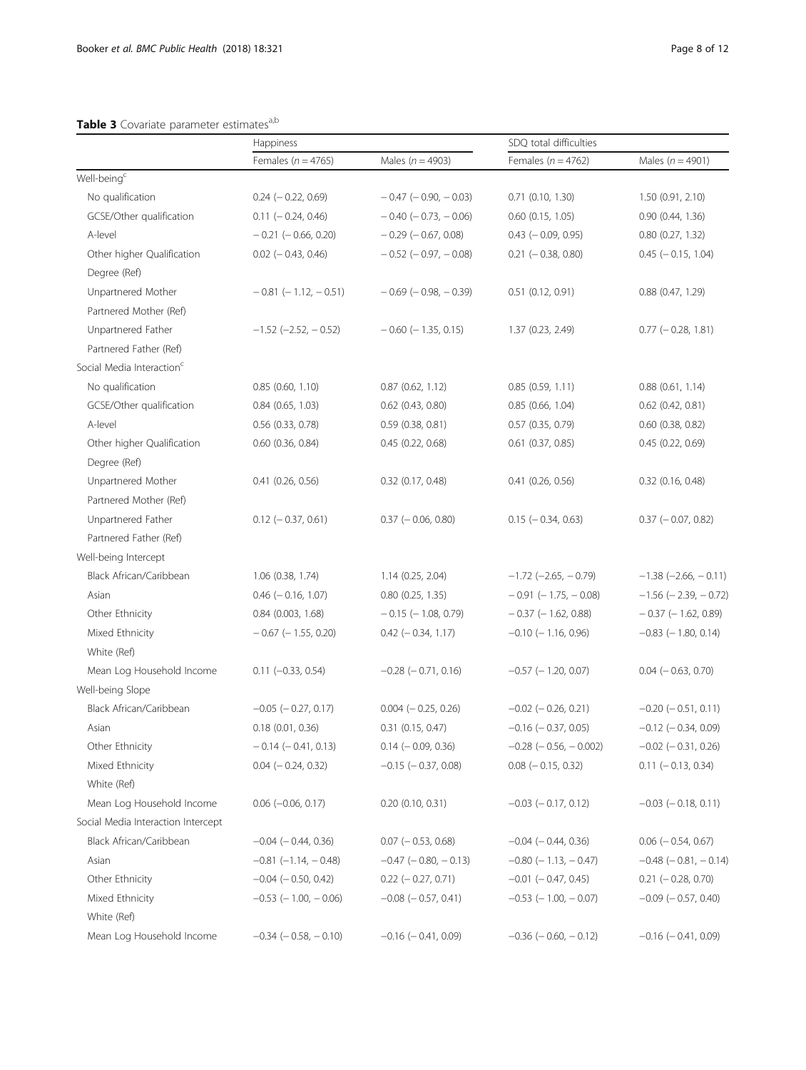**Table 3** Covariate parameter estimates[a,b]

| | Happiness | | SDQ total difficulties | |
|---|---|---|---|---|
| | Females ($n$ = 4765) | Males ($n$ = 4903) | Females ($n$ = 4762) | Males ($n$ = 4901) |
| Well-being[c] | | | | |
| No qualification | 0.24 (− 0.22, 0.69) | − 0.47 (− 0.90, − 0.03) | 0.71 (0.10, 1.30) | 1.50 (0.91, 2.10) |
| GCSE/Other qualification | 0.11 (− 0.24, 0.46) | − 0.40 (− 0.73, − 0.06) | 0.60 (0.15, 1.05) | 0.90 (0.44, 1.36) |
| A-level | − 0.21 (− 0.66, 0.20) | − 0.29 (− 0.67, 0.08) | 0.43 (− 0.09, 0.95) | 0.80 (0.27, 1.32) |
| Other higher Qualification | 0.02 (− 0.43, 0.46) | − 0.52 (− 0.97, − 0.08) | 0.21 (− 0.38, 0.80) | 0.45 (− 0.15, 1.04) |
| Degree (Ref) | | | | |
| Unpartnered Mother | − 0.81 (− 1.12, − 0.51) | − 0.69 (− 0.98, − 0.39) | 0.51 (0.12, 0.91) | 0.88 (0.47, 1.29) |
| Partnered Mother (Ref) | | | | |
| Unpartnered Father | −1.52 (−2.52, − 0.52) | − 0.60 (− 1.35, 0.15) | 1.37 (0.23, 2.49) | 0.77 (− 0.28, 1.81) |
| Partnered Father (Ref) | | | | |
| Social Media Interaction[c] | | | | |
| No qualification | 0.85 (0.60, 1.10) | 0.87 (0.62, 1.12) | 0.85 (0.59, 1.11) | 0.88 (0.61, 1.14) |
| GCSE/Other qualification | 0.84 (0.65, 1.03) | 0.62 (0.43, 0.80) | 0.85 (0.66, 1.04) | 0.62 (0.42, 0.81) |
| A-level | 0.56 (0.33, 0.78) | 0.59 (0.38, 0.81) | 0.57 (0.35, 0.79) | 0.60 (0.38, 0.82) |
| Other higher Qualification | 0.60 (0.36, 0.84) | 0.45 (0.22, 0.68) | 0.61 (0.37, 0.85) | 0.45 (0.22, 0.69) |
| Degree (Ref) | | | | |
| Unpartnered Mother | 0.41 (0.26, 0.56) | 0.32 (0.17, 0.48) | 0.41 (0.26, 0.56) | 0.32 (0.16, 0.48) |
| Partnered Mother (Ref) | | | | |
| Unpartnered Father | 0.12 (− 0.37, 0.61) | 0.37 (− 0.06, 0.80) | 0.15 (− 0.34, 0.63) | 0.37 (− 0.07, 0.82) |
| Partnered Father (Ref) | | | | |
| Well-being Intercept | | | | |
| Black African/Caribbean | 1.06 (0.38, 1.74) | 1.14 (0.25, 2.04) | −1.72 (−2.65, − 0.79) | −1.38 (−2.66, − 0.11) |
| Asian | 0.46 (− 0.16, 1.07) | 0.80 (0.25, 1.35) | − 0.91 (− 1.75, − 0.08) | −1.56 (− 2.39, − 0.72) |
| Other Ethnicity | 0.84 (0.003, 1.68) | − 0.15 (− 1.08, 0.79) | − 0.37 (− 1.62, 0.88) | − 0.37 (− 1.62, 0.89) |
| Mixed Ethnicity | − 0.67 (− 1.55, 0.20) | 0.42 (− 0.34, 1.17) | −0.10 (− 1.16, 0.96) | −0.83 (− 1.80, 0.14) |
| White (Ref) | | | | |
| Mean Log Household Income | 0.11 (−0.33, 0.54) | −0.28 (− 0.71, 0.16) | −0.57 (− 1.20, 0.07) | 0.04 (− 0.63, 0.70) |
| Well-being Slope | | | | |
| Black African/Caribbean | −0.05 (− 0.27, 0.17) | 0.004 (− 0.25, 0.26) | −0.02 (− 0.26, 0.21) | −0.20 (− 0.51, 0.11) |
| Asian | 0.18 (0.01, 0.36) | 0.31 (0.15, 0.47) | −0.16 (− 0.37, 0.05) | −0.12 (− 0.34, 0.09) |
| Other Ethnicity | − 0.14 (− 0.41, 0.13) | 0.14 (− 0.09, 0.36) | −0.28 (− 0.56, − 0.002) | −0.02 (− 0.31, 0.26) |
| Mixed Ethnicity | 0.04 (− 0.24, 0.32) | −0.15 (− 0.37, 0.08) | 0.08 (− 0.15, 0.32) | 0.11 (− 0.13, 0.34) |
| White (Ref) | | | | |
| Mean Log Household Income | 0.06 (−0.06, 0.17) | 0.20 (0.10, 0.31) | −0.03 (− 0.17, 0.12) | −0.03 (− 0.18, 0.11) |
| Social Media Interaction Intercept | | | | |
| Black African/Caribbean | −0.04 (− 0.44, 0.36) | 0.07 (− 0.53, 0.68) | −0.04 (− 0.44, 0.36) | 0.06 (− 0.54, 0.67) |
| Asian | −0.81 (−1.14, − 0.48) | −0.47 (− 0.80, − 0.13) | −0.80 (− 1.13, − 0.47) | −0.48 (− 0.81, − 0.14) |
| Other Ethnicity | −0.04 (− 0.50, 0.42) | 0.22 (− 0.27, 0.71) | −0.01 (− 0.47, 0.45) | 0.21 (− 0.28, 0.70) |
| Mixed Ethnicity | −0.53 (− 1.00, − 0.06) | −0.08 (− 0.57, 0.41) | −0.53 (− 1.00, − 0.07) | −0.09 (− 0.57, 0.40) |
| White (Ref) | | | | |
| Mean Log Household Income | −0.34 (− 0.58, − 0.10) | −0.16 (− 0.41, 0.09) | −0.36 (− 0.60, − 0.12) | −0.16 (− 0.41, 0.09) |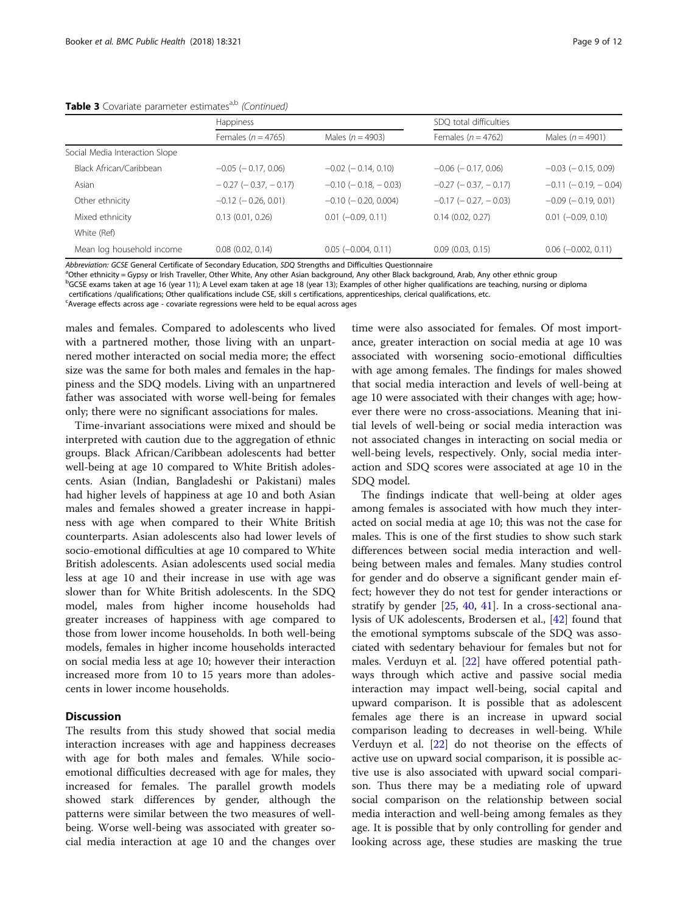**Table 3** Covariate parameter estimates[a,b] *(Continued)*

| | Happiness | | SDQ total difficulties | |
|---|---|---|---|---|
| | Females (n = 4765) | Males (n = 4903) | Females (n = 4762) | Males (n = 4901) |
| Social Media Interaction Slope | | | | |
| Black African/Caribbean | −0.05 (− 0.17, 0.06) | −0.02 (− 0.14, 0.10) | −0.06 (− 0.17, 0.06) | −0.03 (− 0.15, 0.09) |
| Asian | − 0.27 (− 0.37, − 0.17) | −0.10 (− 0.18, − 0.03) | −0.27 (− 0.37, − 0.17) | −0.11 (− 0.19, − 0.04) |
| Other ethnicity | −0.12 (− 0.26, 0.01) | −0.10 (− 0.20, 0.004) | −0.17 (− 0.27, − 0.03) | −0.09 (− 0.19, 0.01) |
| Mixed ethnicity | 0.13 (0.01, 0.26) | 0.01 (−0.09, 0.11) | 0.14 (0.02, 0.27) | 0.01 (−0.09, 0.10) |
| White (Ref) | | | | |
| Mean log household income | 0.08 (0.02, 0.14) | 0.05 (−0.004, 0.11) | 0.09 (0.03, 0.15) | 0.06 (−0.002, 0.11) |

*Abbreviation*: *GCSE* General Certificate of Secondary Education, *SDQ* Strengths and Difficulties Questionnaire
[a]Other ethnicity = Gypsy or Irish Traveller, Other White, Any other Asian background, Any other Black background, Arab, Any other ethnic group
[b]GCSE exams taken at age 16 (year 11); A Level exam taken at age 18 (year 13); Examples of other higher qualifications are teaching, nursing or diploma certifications /qualifications; Other qualifications include CSE, skill s certifications, apprenticeships, clerical qualifications, etc.
[c]Average effects across age - covariate regressions were held to be equal across ages

males and females. Compared to adolescents who lived with a partnered mother, those living with an unpartnered mother interacted on social media more; the effect size was the same for both males and females in the happiness and the SDQ models. Living with an unpartnered father was associated with worse well-being for females only; there were no significant associations for males.

Time-invariant associations were mixed and should be interpreted with caution due to the aggregation of ethnic groups. Black African/Caribbean adolescents had better well-being at age 10 compared to White British adolescents. Asian (Indian, Bangladeshi or Pakistani) males had higher levels of happiness at age 10 and both Asian males and females showed a greater increase in happiness with age when compared to their White British counterparts. Asian adolescents also had lower levels of socio-emotional difficulties at age 10 compared to White British adolescents. Asian adolescents used social media less at age 10 and their increase in use with age was slower than for White British adolescents. In the SDQ model, males from higher income households had greater increases of happiness with age compared to those from lower income households. In both well-being models, females in higher income households interacted on social media less at age 10; however their interaction increased more from 10 to 15 years more than adolescents in lower income households.

## Discussion

The results from this study showed that social media interaction increases with age and happiness decreases with age for both males and females. While socio-emotional difficulties decreased with age for males, they increased for females. The parallel growth models showed stark differences by gender, although the patterns were similar between the two measures of well-being. Worse well-being was associated with greater social media interaction at age 10 and the changes over time were also associated for females. Of most importance, greater interaction on social media at age 10 was associated with worsening socio-emotional difficulties with age among females. The findings for males showed that social media interaction and levels of well-being at age 10 were associated with their changes with age; however there were no cross-associations. Meaning that initial levels of well-being or social media interaction was not associated changes in interacting on social media or well-being levels, respectively. Only, social media interaction and SDQ scores were associated at age 10 in the SDQ model.

The findings indicate that well-being at older ages among females is associated with how much they interacted on social media at age 10; this was not the case for males. This is one of the first studies to show such stark differences between social media interaction and well-being between males and females. Many studies control for gender and do observe a significant gender main effect; however they do not test for gender interactions or stratify by gender [25, 40, 41]. In a cross-sectional analysis of UK adolescents, Brodersen et al., [42] found that the emotional symptoms subscale of the SDQ was associated with sedentary behaviour for females but not for males. Verduyn et al. [22] have offered potential pathways through which active and passive social media interaction may impact well-being, social capital and upward comparison. It is possible that as adolescent females age there is an increase in upward social comparison leading to decreases in well-being. While Verduyn et al. [22] do not theorise on the effects of active use on upward social comparison, it is possible active use is also associated with upward social comparison. Thus there may be a mediating role of upward social comparison on the relationship between social media interaction and well-being among females as they age. It is possible that by only controlling for gender and looking across age, these studies are masking the true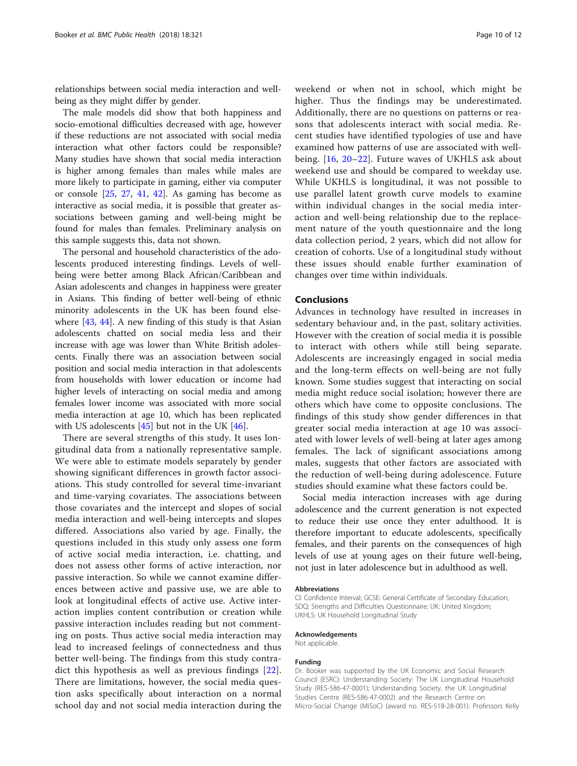relationships between social media interaction and well-being as they might differ by gender.

The male models did show that both happiness and socio-emotional difficulties decreased with age, however if these reductions are not associated with social media interaction what other factors could be responsible? Many studies have shown that social media interaction is higher among females than males while males are more likely to participate in gaming, either via computer or console [25, 27, 41, 42]. As gaming has become as interactive as social media, it is possible that greater associations between gaming and well-being might be found for males than females. Preliminary analysis on this sample suggests this, data not shown.

The personal and household characteristics of the adolescents produced interesting findings. Levels of well-being were better among Black African/Caribbean and Asian adolescents and changes in happiness were greater in Asians. This finding of better well-being of ethnic minority adolescents in the UK has been found elsewhere [43, 44]. A new finding of this study is that Asian adolescents chatted on social media less and their increase with age was lower than White British adolescents. Finally there was an association between social position and social media interaction in that adolescents from households with lower education or income had higher levels of interacting on social media and among females lower income was associated with more social media interaction at age 10, which has been replicated with US adolescents [45] but not in the UK [46].

There are several strengths of this study. It uses longitudinal data from a nationally representative sample. We were able to estimate models separately by gender showing significant differences in growth factor associations. This study controlled for several time-invariant and time-varying covariates. The associations between those covariates and the intercept and slopes of social media interaction and well-being intercepts and slopes differed. Associations also varied by age. Finally, the questions included in this study only assess one form of active social media interaction, i.e. chatting, and does not assess other forms of active interaction, nor passive interaction. So while we cannot examine differences between active and passive use, we are able to look at longitudinal effects of active use. Active interaction implies content contribution or creation while passive interaction includes reading but not commenting on posts. Thus active social media interaction may lead to increased feelings of connectedness and thus better well-being. The findings from this study contradict this hypothesis as well as previous findings [22]. There are limitations, however, the social media question asks specifically about interaction on a normal school day and not social media interaction during the weekend or when not in school, which might be higher. Thus the findings may be underestimated. Additionally, there are no questions on patterns or reasons that adolescents interact with social media. Recent studies have identified typologies of use and have examined how patterns of use are associated with well-being. [16, 20–22]. Future waves of UKHLS ask about weekend use and should be compared to weekday use. While UKHLS is longitudinal, it was not possible to use parallel latent growth curve models to examine within individual changes in the social media interaction and well-being relationship due to the replacement nature of the youth questionnaire and the long data collection period, 2 years, which did not allow for creation of cohorts. Use of a longitudinal study without these issues should enable further examination of changes over time within individuals.

## Conclusions

Advances in technology have resulted in increases in sedentary behaviour and, in the past, solitary activities. However with the creation of social media it is possible to interact with others while still being separate. Adolescents are increasingly engaged in social media and the long-term effects on well-being are not fully known. Some studies suggest that interacting on social media might reduce social isolation; however there are others which have come to opposite conclusions. The findings of this study show gender differences in that greater social media interaction at age 10 was associated with lower levels of well-being at later ages among females. The lack of significant associations among males, suggests that other factors are associated with the reduction of well-being during adolescence. Future studies should examine what these factors could be.

Social media interaction increases with age during adolescence and the current generation is not expected to reduce their use once they enter adulthood. It is therefore important to educate adolescents, specifically females, and their parents on the consequences of high levels of use at young ages on their future well-being, not just in later adolescence but in adulthood as well.

#### Abbreviations

CI: Confidence Interval; GCSE: General Certificate of Secondary Education; SDQ: Strengths and Difficulties Questionnaire; UK: United Kingdom; UKHLS: UK Household Longitudinal Study

#### Acknowledgements

Not applicable.

#### Funding

Dr. Booker was supported by the UK Economic and Social Research Council (ESRC): Understanding Society: The UK Longitudinal Household Study (RES-586-47-0001); Understanding Society, the UK Longitudinal Studies Centre (RES-586-47-0002) and the Research Centre on Micro-Social Change (MiSoC) (award no. RES-518-28-001). Professors Kelly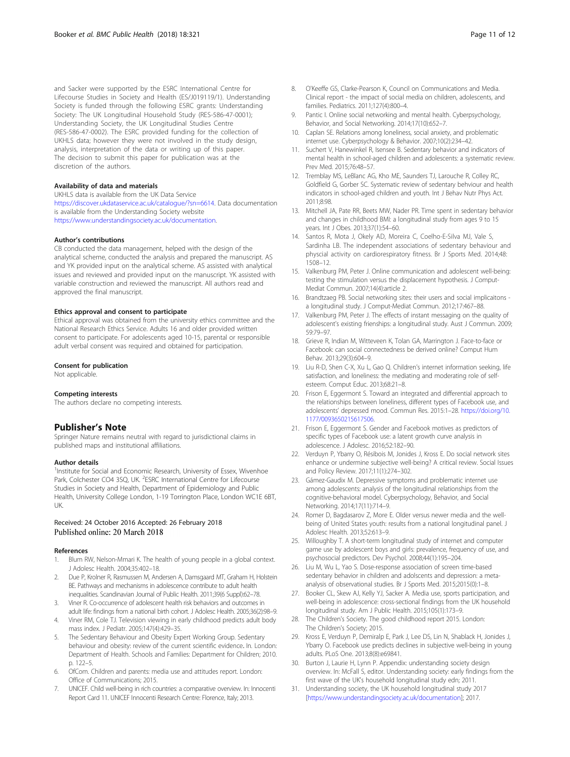and Sacker were supported by the ESRC International Centre for Lifecourse Studies in Society and Health (ES/J019119/1). Understanding Society is funded through the following ESRC grants: Understanding Society: The UK Longitudinal Household Study (RES-586-47-0001); Understanding Society, the UK Longitudinal Studies Centre (RES-586-47-0002). The ESRC provided funding for the collection of UKHLS data; however they were not involved in the study design, analysis, interpretation of the data or writing up of this paper. The decision to submit this paper for publication was at the discretion of the authors.

#### Availability of data and materials

UKHLS data is available from the UK Data Service https://discover.ukdataservice.ac.uk/catalogue/?sn=6614. Data documentation is available from the Understanding Society website https://www.understandingsociety.ac.uk/documentation.

#### Author's contributions

CB conducted the data management, helped with the design of the analytical scheme, conducted the analysis and prepared the manuscript. AS and YK provided input on the analytical scheme. AS assisted with analytical issues and reviewed and provided input on the manuscript. YK assisted with variable construction and reviewed the manuscript. All authors read and approved the final manuscript.

#### Ethics approval and consent to participate

Ethical approval was obtained from the university ethics committee and the National Research Ethics Service. Adults 16 and older provided written consent to participate. For adolescents aged 10-15, parental or responsible adult verbal consent was required and obtained for participation.

#### Consent for publication

Not applicable.

#### Competing interests

The authors declare no competing interests.

## Publisher's Note

Springer Nature remains neutral with regard to jurisdictional claims in published maps and institutional affiliations.

#### Author details

[1]Institute for Social and Economic Research, University of Essex, Wivenhoe Park, Colchester CO4 3SQ, UK. [2]ESRC International Centre for Lifecourse Studies in Society and Health, Department of Epidemiology and Public Health, University College London, 1-19 Torrington Place, London WC1E 6BT, UK.

Received: 24 October 2016 Accepted: 26 February 2018
Published online: 20 March 2018

#### References

1. Blum RW, Nelson-Mmari K. The health of young people in a global context. J Adolesc Health. 2004;35:402–18.
2. Due P, Krolner R, Rasmussen M, Andersen A, Damsgaard MT, Graham H, Holstein BE. Pathways and mechanisms in adolescence contribute to adult health inequalities. Scandinavian Journal of Public Health. 2011;39(6 Suppl):62–78.
3. Viner R. Co-occurrence of adolescent health risk behaviors and outcomes in adult life: findings from a national birth cohort. J Adolesc Health. 2005;36(2):98–9.
4. Viner RM, Cole TJ. Television viewing in early childhood predicts adult body mass index. J Pediatr. 2005;147(4):429–35.
5. The Sedentary Behaviour and Obesity Expert Working Group. Sedentary behaviour and obesity: review of the current scientific evidence. In. London: Department of Health. Schools and Families: Department for Children; 2010. p. 122–5.
6. OfCom. Children and parents: media use and attitudes report. London: Office of Communications; 2015.
7. UNICEF. Child well-being in rich countries: a comparative overview. In: Innocenti Report Card 11. UNICEF Innocenti Research Centre: Florence, Italy; 2013.
8. O'Keeffe GS, Clarke-Pearson K, Council on Communications and Media. Clinical report - the impact of social media on children, adolescents, and families. Pediatrics. 2011;127(4):800–4.
9. Pantic I. Online social networking and mental health. Cyberpsychology, Behavior, and Social Networking. 2014;17(10):652–7.
10. Caplan SE. Relations among loneliness, social anxiety, and problematic internet use. Cyberpsychology & Behavior. 2007;10(2):234–42.
11. Suchert V, Hanewinkel R, Isensee B. Sedentary behavior and indicators of mental health in school-aged children and adolescents: a systematic review. Prev Med. 2015;76:48–57.
12. Tremblay MS, LeBlanc AG, Kho ME, Saunders TJ, Larouche R, Colley RC, Goldfield G, Gorber SC. Systematic review of sedentary behviour and health indicators in school-aged children and youth. Int J Behav Nutr Phys Act. 2011;8:98.
13. Mitchell JA, Pate RR, Beets MW, Nader PR. Time spent in sedentary behavior and changes in childhood BMI: a longitudinal study from ages 9 to 15 years. Int J Obes. 2013;37(1):54–60.
14. Santos R, Mota J, Okely AD, Moreira C, Coelho-E-Silva MJ, Vale S, Sardinha LB. The independent associations of sedentary behaviour and physcial activity on cardiorespiratory fitness. Br J Sports Med. 2014;48: 1508–12.
15. Valkenburg PM, Peter J. Online communication and adolescent well-being: testing the stimulation versus the displacement hypothesis. J Comput-Mediat Commun. 2007;14(4):article 2.
16. Brandtzaeg PB. Social networking sites: their users and social implicaitons - a longitudinal study. J Comput-Mediat Commun. 2012;17:467–88.
17. Valkenburg PM, Peter J. The effects of instant messaging on the quality of adolescent's existing frienships: a longitudinal study. Aust J Commun. 2009; 59:79–97.
18. Grieve R, Indian M, Witteveen K, Tolan GA, Marrington J. Face-to-face or Facebook: can social connectedness be derived online? Comput Hum Behav. 2013;29(3):604–9.
19. Liu R-D, Shen C-X, Xu L, Gao Q. Children's internet information seeking, life satisfaction, and loneliness: the mediating and moderating role of self-esteem. Comput Educ. 2013;68:21–8.
20. Frison E, Eggermont S. Toward an integrated and differential approach to the relationships between loneliness, different types of Facebook use, and adolescents' depressed mood. Commun Res. 2015:1–28. https://doi.org/10.1177/0093650215617506.
21. Frison E, Eggermont S. Gender and Facebook motives as predictors of specific types of Facebook use: a latent growth curve analysis in adolescence. J Adolesc. 2016;52:182–90.
22. Verduyn P, Ybarry O, Résibois M, Jonides J, Kross E. Do social network sites enhance or undermine subjective well-being? A critical review. Social Issues and Policy Review. 2017;11(1):274–302.
23. Gámez-Gaudix M. Depressive symptoms and problematic internet use among adolescents: analysis of the longitudinal relationships from the cognitive-behavioral model. Cyberpsychology, Behavior, and Social Networking. 2014;17(11):714–9.
24. Romer D, Bagdasarov Z, More E. Older versus newer media and the well-being of United States youth: results from a national longitudinal panel. J Adolesc Health. 2013;52:613–9.
25. Willoughby T. A short-term longitudinal study of internet and computer game use by adolescent boys and girls: prevalence, frequency of use, and psychosocial predictors. Dev Psychol. 2008;44(1):195–204.
26. Liu M, Wu L, Yao S. Dose-response association of screen time-based sedentary behavior in children and adolscents and depression: a meta-analysis of observational studies. Br J Sports Med. 2015;2015(0):1–8.
27. Booker CL, Skew AJ, Kelly YJ, Sacker A. Media use, sports participation, and well-being in adolescence: cross-sectional findings from the UK household longitudinal study. Am J Public Health. 2015;105(1):173–9.
28. The Children's Society. The good childhood report 2015. London: The Children's Society; 2015.
29. Kross E, Verduyn P, Demiralp E, Park J, Lee DS, Lin N, Shablack H, Jonides J, Ybarry O. Facebook use predicts declines in subjective well-being in young adults. PLoS One. 2013;8(8):e69841.
30. Burton J, Laurie H, Lynn P. Appendix: understanding society design overview. In: McFall S, editor. Understanding society: early findings from the first wave of the UK's household longitudinal study edn; 2011.
31. Understanding society, the UK household longitudinal study 2017 [https://www.understandingsociety.ac.uk/documentation]; 2017.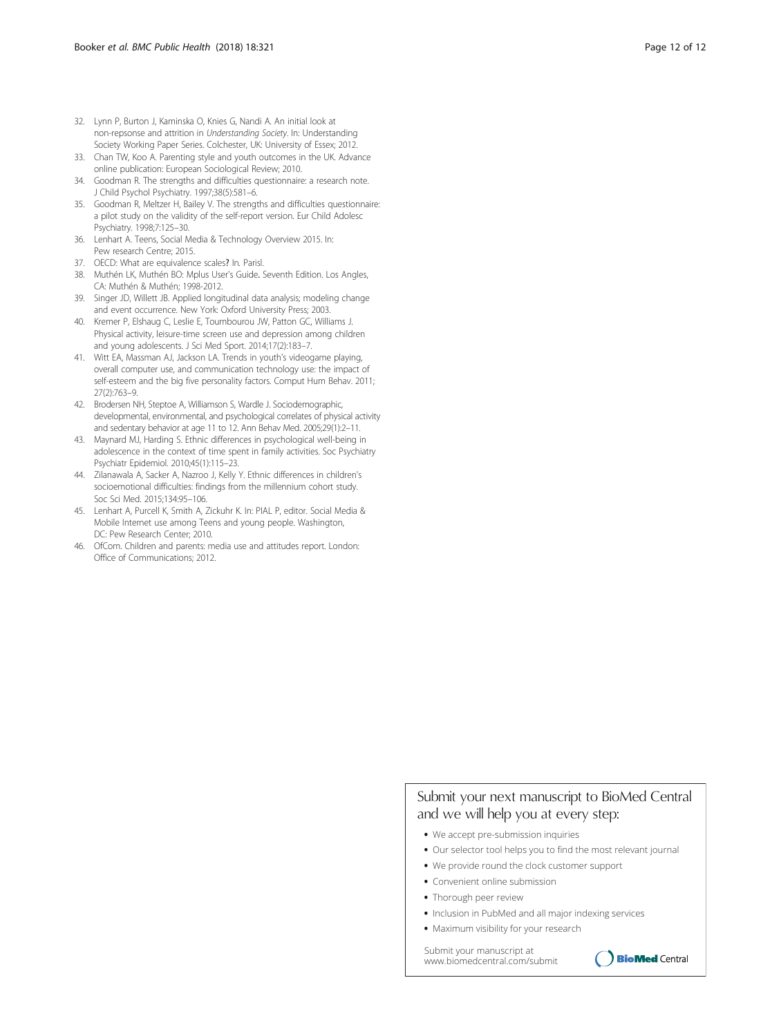32. Lynn P, Burton J, Kaminska O, Knies G, Nandi A. An initial look at non-repsonse and attrition in *Understanding Society*. In: Understanding Society Working Paper Series. Colchester, UK: University of Essex; 2012.
33. Chan TW, Koo A. Parenting style and youth outcomes in the UK. Advance online publication: European Sociological Review; 2010.
34. Goodman R. The strengths and difficulties questionnaire: a research note. J Child Psychol Psychiatry. 1997;38(5):581–6.
35. Goodman R, Meltzer H, Bailey V. The strengths and difficulties questionnaire: a pilot study on the validity of the self-report version. Eur Child Adolesc Psychiatry. 1998;7:125–30.
36. Lenhart A. Teens, Social Media & Technology Overview 2015. In: Pew research Centre; 2015.
37. OECD: What are equivalence scales? In. Parisl.
38. Muthén LK, Muthén BO: Mplus User's Guide. Seventh Edition. Los Angles, CA: Muthén & Muthén; 1998-2012.
39. Singer JD, Willett JB. Applied longitudinal data analysis; modeling change and event occurrence. New York: Oxford University Press; 2003.
40. Kremer P, Elshaug C, Leslie E, Toumbourou JW, Patton GC, Williams J. Physical activity, leisure-time screen use and depression among children and young adolescents. J Sci Med Sport. 2014;17(2):183–7.
41. Witt EA, Massman AJ, Jackson LA. Trends in youth's videogame playing, overall computer use, and communication technology use: the impact of self-esteem and the big five personality factors. Comput Hum Behav. 2011; 27(2):763–9.
42. Brodersen NH, Steptoe A, Williamson S, Wardle J. Sociodemographic, developmental, environmental, and psychological correlates of physical activity and sedentary behavior at age 11 to 12. Ann Behav Med. 2005;29(1):2–11.
43. Maynard MJ, Harding S. Ethnic differences in psychological well-being in adolescence in the context of time spent in family activities. Soc Psychiatry Psychiatr Epidemiol. 2010;45(1):115–23.
44. Zilanawala A, Sacker A, Nazroo J, Kelly Y. Ethnic differences in children's socioemotional difficulties: findings from the millennium cohort study. Soc Sci Med. 2015;134:95–106.
45. Lenhart A, Purcell K, Smith A, Zickuhr K. In: PIAL P, editor. Social Media & Mobile Internet use among Teens and young people. Washington, DC: Pew Research Center; 2010.
46. OfCom. Children and parents: media use and attitudes report. London: Office of Communications; 2012.